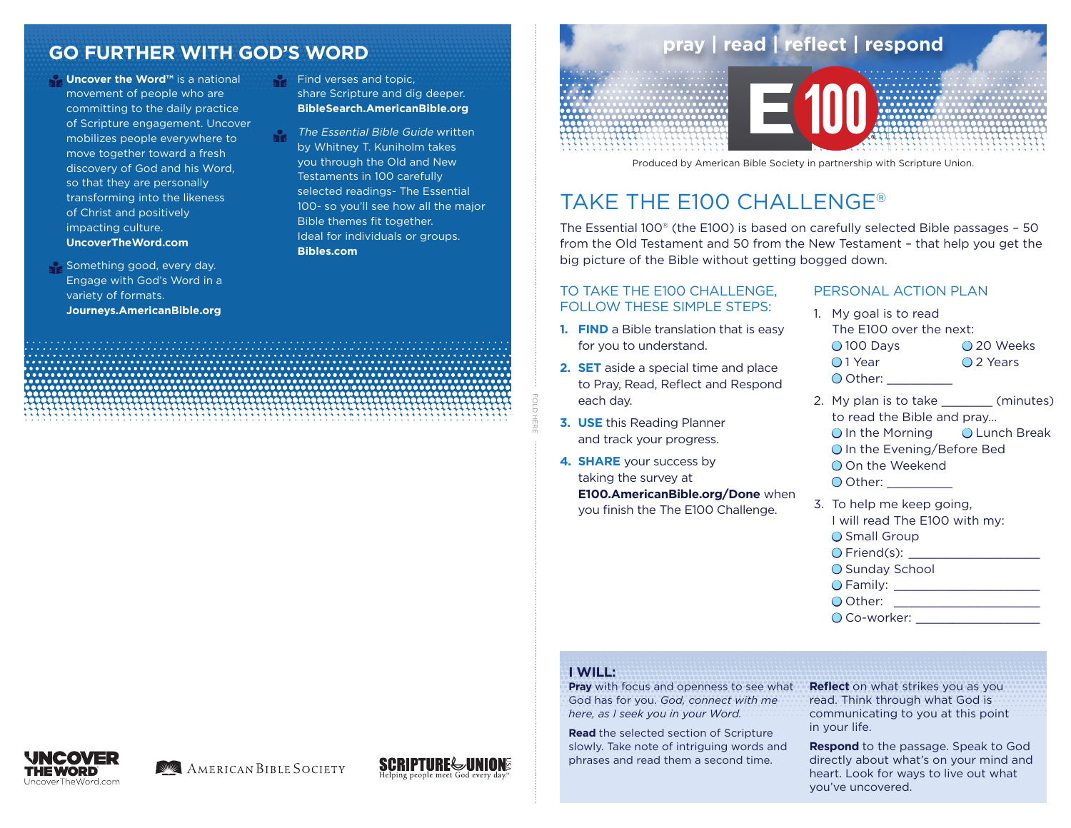## GO FURTHER WITH GOD'S WORD

**Uncover the Word™** is a national movement of people who are committing to the daily practice of Scripture engagement. Uncover mobilizes people everywhere to move together toward a fresh discovery of God and his Word, so that they are personally transforming into the likeness of Christ and positively impacting culture.
**UncoverTheWord.com**

Something good, every day. Engage with God's Word in a variety of formats.
**Journeys.AmericanBible.org**

Find verses and topic, share Scripture and dig deeper.
**BibleSearch.AmericanBible.org**

*The Essential Bible Guide* written by Whitney T. Kuniholm takes you through the Old and New Testaments in 100 carefully selected readings- The Essential 100- so you'll see how all the major Bible themes fit together. Ideal for individuals or groups.
**Bibles.com**

UNCOVER THE WORD
UncoverTheWord.com

American Bible Society

SCRIPTURE UNION USA
Helping people meet God every day.

FOLD HERE

pray | read | reflect | respond

E100®

Produced by American Bible Society in partnership with Scripture Union.

# TAKE THE E100 CHALLENGE®

The Essential 100® (the E100) is based on carefully selected Bible passages – 50 from the Old Testament and 50 from the New Testament – that help you get the big picture of the Bible without getting bogged down.

### TO TAKE THE E100 CHALLENGE, FOLLOW THESE SIMPLE STEPS:

1. **FIND** a Bible translation that is easy for you to understand.
2. **SET** aside a special time and place to Pray, Read, Reflect and Respond each day.
3. **USE** this Reading Planner and track your progress.
4. **SHARE** your success by taking the survey at **E100.AmericanBible.org/Done** when you finish the The E100 Challenge.

### PERSONAL ACTION PLAN

1. My goal is to read The E100 over the next:
   - ○ 100 Days
   - ○ 20 Weeks
   - ○ 1 Year
   - ○ 2 Years
   - ○ Other: __________
2. My plan is to take ________ (minutes) to read the Bible and pray...
   - ○ In the Morning
   - ○ Lunch Break
   - ○ In the Evening/Before Bed
   - ○ On the Weekend
   - ○ Other: __________
3. To help me keep going, I will read The E100 with my:
   - ○ Small Group
   - ○ Friend(s): ___________________
   - ○ Sunday School
   - ○ Family: _____________________
   - ○ Other: _____________________
   - ○ Co-worker: _________________

**I WILL:**

**Pray** with focus and openness to see what God has for you. *God, connect with me here, as I seek you in your Word.*

**Read** the selected section of Scripture slowly. Take note of intriguing words and phrases and read them a second time.

**Reflect** on what strikes you as you read. Think through what God is communicating to you at this point in your life.

**Respond** to the passage. Speak to God directly about what's on your mind and heart. Look for ways to live out what you've uncovered.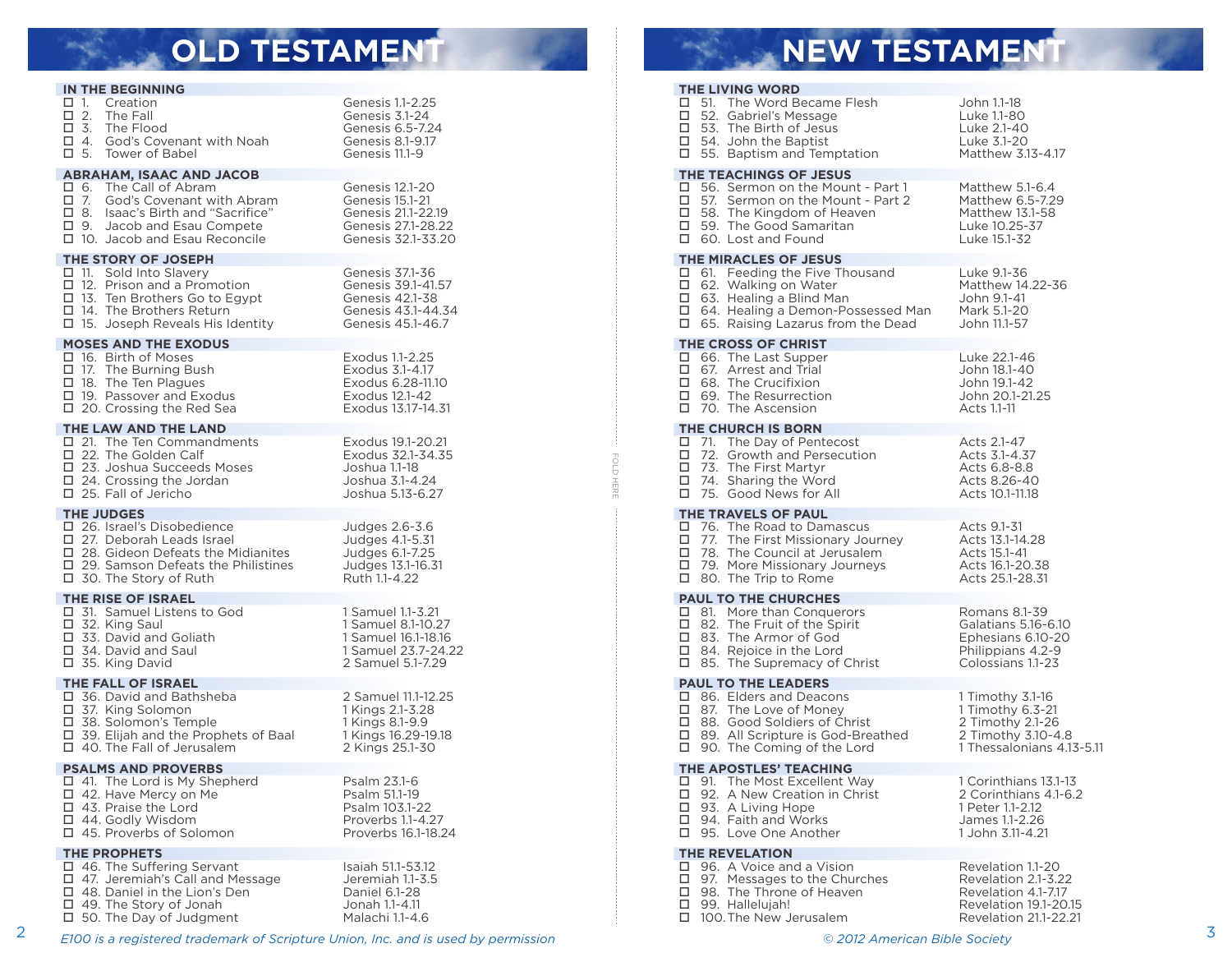# OLD TESTAMENT

## IN THE BEGINNING

- ☐ 1. Creation — Genesis 1.1-2.25
- ☐ 2. The Fall — Genesis 3.1-24
- ☐ 3. The Flood — Genesis 6.5-7.24
- ☐ 4. God's Covenant with Noah — Genesis 8.1-9.17
- ☐ 5. Tower of Babel — Genesis 11.1-9

## ABRAHAM, ISAAC AND JACOB

- ☐ 6. The Call of Abram — Genesis 12.1-20
- ☐ 7. God's Covenant with Abram — Genesis 15.1-21
- ☐ 8. Isaac's Birth and "Sacrifice" — Genesis 21.1-22.19
- ☐ 9. Jacob and Esau Compete — Genesis 27.1-28.22
- ☐ 10. Jacob and Esau Reconcile — Genesis 32.1-33.20

## THE STORY OF JOSEPH

- ☐ 11. Sold Into Slavery — Genesis 37.1-36
- ☐ 12. Prison and a Promotion — Genesis 39.1-41.57
- ☐ 13. Ten Brothers Go to Egypt — Genesis 42.1-38
- ☐ 14. The Brothers Return — Genesis 43.1-44.34
- ☐ 15. Joseph Reveals His Identity — Genesis 45.1-46.7

## MOSES AND THE EXODUS

- ☐ 16. Birth of Moses — Exodus 1.1-2.25
- ☐ 17. The Burning Bush — Exodus 3.1-4.17
- ☐ 18. The Ten Plagues — Exodus 6.28-11.10
- ☐ 19. Passover and Exodus — Exodus 12.1-42
- ☐ 20. Crossing the Red Sea — Exodus 13.17-14.31

## THE LAW AND THE LAND

- ☐ 21. The Ten Commandments — Exodus 19.1-20.21
- ☐ 22. The Golden Calf — Exodus 32.1-34.35
- ☐ 23. Joshua Succeeds Moses — Joshua 1.1-18
- ☐ 24. Crossing the Jordan — Joshua 3.1-4.24
- ☐ 25. Fall of Jericho — Joshua 5.13-6.27

## THE JUDGES

- ☐ 26. Israel's Disobedience — Judges 2.6-3.6
- ☐ 27. Deborah Leads Israel — Judges 4.1-5.31
- ☐ 28. Gideon Defeats the Midianites — Judges 6.1-7.25
- ☐ 29. Samson Defeats the Philistines — Judges 13.1-16.31
- ☐ 30. The Story of Ruth — Ruth 1.1-4.22

## THE RISE OF ISRAEL

- ☐ 31. Samuel Listens to God — 1 Samuel 1.1-3.21
- ☐ 32. King Saul — 1 Samuel 8.1-10.27
- ☐ 33. David and Goliath — 1 Samuel 16.1-18.16
- ☐ 34. David and Saul — 1 Samuel 23.7-24.22
- ☐ 35. King David — 2 Samuel 5.1-7.29

## THE FALL OF ISRAEL

- ☐ 36. David and Bathsheba — 2 Samuel 11.1-12.25
- ☐ 37. King Solomon — 1 Kings 2.1-3.28
- ☐ 38. Solomon's Temple — 1 Kings 8.1-9.9
- ☐ 39. Elijah and the Prophets of Baal — 1 Kings 16.29-19.18
- ☐ 40. The Fall of Jerusalem — 2 Kings 25.1-30

## PSALMS AND PROVERBS

- ☐ 41. The Lord is My Shepherd — Psalm 23.1-6
- ☐ 42. Have Mercy on Me — Psalm 51.1-19
- ☐ 43. Praise the Lord — Psalm 103.1-22
- ☐ 44. Godly Wisdom — Proverbs 1.1-4.27
- ☐ 45. Proverbs of Solomon — Proverbs 16.1-18.24

## THE PROPHETS

- ☐ 46. The Suffering Servant — Isaiah 51.1-53.12
- ☐ 47. Jeremiah's Call and Message — Jeremiah 1.1-3.5
- ☐ 48. Daniel in the Lion's Den — Daniel 6.1-28
- ☐ 49. The Story of Jonah — Jonah 1.1-4.11
- ☐ 50. The Day of Judgment — Malachi 1.1-4.6

*E100 is a registered trademark of Scripture Union, Inc. and is used by permission*

FOLD HERE

# NEW TESTAMENT

## THE LIVING WORD

- ☐ 51. The Word Became Flesh — John 1.1-18
- ☐ 52. Gabriel's Message — Luke 1.1-80
- ☐ 53. The Birth of Jesus — Luke 2.1-40
- ☐ 54. John the Baptist — Luke 3.1-20
- ☐ 55. Baptism and Temptation — Matthew 3.13-4.17

## THE TEACHINGS OF JESUS

- ☐ 56. Sermon on the Mount - Part 1 — Matthew 5.1-6.4
- ☐ 57. Sermon on the Mount - Part 2 — Matthew 6.5-7.29
- ☐ 58. The Kingdom of Heaven — Matthew 13.1-58
- ☐ 59. The Good Samaritan — Luke 10.25-37
- ☐ 60. Lost and Found — Luke 15.1-32

## THE MIRACLES OF JESUS

- ☐ 61. Feeding the Five Thousand — Luke 9.1-36
- ☐ 62. Walking on Water — Matthew 14.22-36
- ☐ 63. Healing a Blind Man — John 9.1-41
- ☐ 64. Healing a Demon-Possessed Man — Mark 5.1-20
- ☐ 65. Raising Lazarus from the Dead — John 11.1-57

## THE CROSS OF CHRIST

- ☐ 66. The Last Supper — Luke 22.1-46
- ☐ 67. Arrest and Trial — John 18.1-40
- ☐ 68. The Crucifixion — John 19.1-42
- ☐ 69. The Resurrection — John 20.1-21.25
- ☐ 70. The Ascension — Acts 1.1-11

## THE CHURCH IS BORN

- ☐ 71. The Day of Pentecost — Acts 2.1-47
- ☐ 72. Growth and Persecution — Acts 3.1-4.37
- ☐ 73. The First Martyr — Acts 6.8-8.8
- ☐ 74. Sharing the Word — Acts 8.26-40
- ☐ 75. Good News for All — Acts 10.1-11.18

## THE TRAVELS OF PAUL

- ☐ 76. The Road to Damascus — Acts 9.1-31
- ☐ 77. The First Missionary Journey — Acts 13.1-14.28
- ☐ 78. The Council at Jerusalem — Acts 15.1-41
- ☐ 79. More Missionary Journeys — Acts 16.1-20.38
- ☐ 80. The Trip to Rome — Acts 25.1-28.31

## PAUL TO THE CHURCHES

- ☐ 81. More than Conquerors — Romans 8.1-39
- ☐ 82. The Fruit of the Spirit — Galatians 5.16-6.10
- ☐ 83. The Armor of God — Ephesians 6.10-20
- ☐ 84. Rejoice in the Lord — Philippians 4.2-9
- ☐ 85. The Supremacy of Christ — Colossians 1.1-23

## PAUL TO THE LEADERS

- ☐ 86. Elders and Deacons — 1 Timothy 3.1-16
- ☐ 87. The Love of Money — 1 Timothy 6.3-21
- ☐ 88. Good Soldiers of Christ — 2 Timothy 2.1-26
- ☐ 89. All Scripture is God-Breathed — 2 Timothy 3.10-4.8
- ☐ 90. The Coming of the Lord — 1 Thessalonians 4.13-5.11

## THE APOSTLES' TEACHING

- ☐ 91. The Most Excellent Way — 1 Corinthians 13.1-13
- ☐ 92. A New Creation in Christ — 2 Corinthians 4.1-6.2
- ☐ 93. A Living Hope — 1 Peter 1.1-2.12
- ☐ 94. Faith and Works — James 1.1-2.26
- ☐ 95. Love One Another — 1 John 3.11-4.21

## THE REVELATION

- ☐ 96. A Voice and a Vision — Revelation 1.1-20
- ☐ 97. Messages to the Churches — Revelation 2.1-3.22
- ☐ 98. The Throne of Heaven — Revelation 4.1-7.17
- ☐ 99. Hallelujah! — Revelation 19.1-20.15
- ☐ 100. The New Jerusalem — Revelation 21.1-22.21

*© 2012 American Bible Society*